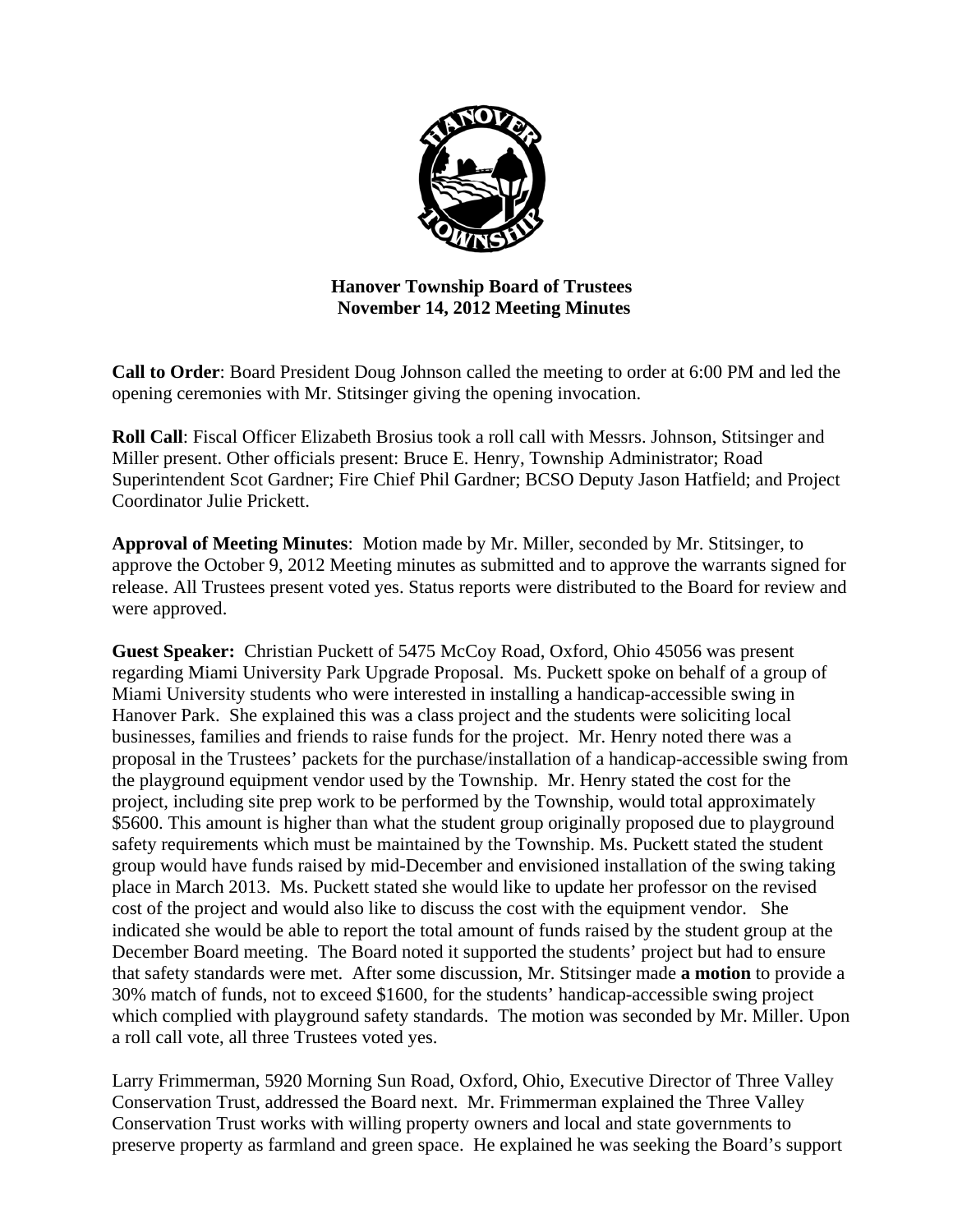**Hanover Township Board of Trustees**
**November 14, 2012 Meeting Minutes**

**Call to Order**: Board President Doug Johnson called the meeting to order at 6:00 PM and led the opening ceremonies with Mr. Stitsinger giving the opening invocation.

**Roll Call**: Fiscal Officer Elizabeth Brosius took a roll call with Messrs. Johnson, Stitsinger and Miller present. Other officials present: Bruce E. Henry, Township Administrator; Road Superintendent Scot Gardner; Fire Chief Phil Gardner; BCSO Deputy Jason Hatfield; and Project Coordinator Julie Prickett.

**Approval of Meeting Minutes**: Motion made by Mr. Miller, seconded by Mr. Stitsinger, to approve the October 9, 2012 Meeting minutes as submitted and to approve the warrants signed for release. All Trustees present voted yes. Status reports were distributed to the Board for review and were approved.

**Guest Speaker:** Christian Puckett of 5475 McCoy Road, Oxford, Ohio 45056 was present regarding Miami University Park Upgrade Proposal. Ms. Puckett spoke on behalf of a group of Miami University students who were interested in installing a handicap-accessible swing in Hanover Park. She explained this was a class project and the students were soliciting local businesses, families and friends to raise funds for the project. Mr. Henry noted there was a proposal in the Trustees' packets for the purchase/installation of a handicap-accessible swing from the playground equipment vendor used by the Township. Mr. Henry stated the cost for the project, including site prep work to be performed by the Township, would total approximately $5600. This amount is higher than what the student group originally proposed due to playground safety requirements which must be maintained by the Township. Ms. Puckett stated the student group would have funds raised by mid-December and envisioned installation of the swing taking place in March 2013. Ms. Puckett stated she would like to update her professor on the revised cost of the project and would also like to discuss the cost with the equipment vendor. She indicated she would be able to report the total amount of funds raised by the student group at the December Board meeting. The Board noted it supported the students' project but had to ensure that safety standards were met. After some discussion, Mr. Stitsinger made **a motion** to provide a 30% match of funds, not to exceed $1600, for the students' handicap-accessible swing project which complied with playground safety standards. The motion was seconded by Mr. Miller. Upon a roll call vote, all three Trustees voted yes.

Larry Frimmerman, 5920 Morning Sun Road, Oxford, Ohio, Executive Director of Three Valley Conservation Trust, addressed the Board next. Mr. Frimmerman explained the Three Valley Conservation Trust works with willing property owners and local and state governments to preserve property as farmland and green space. He explained he was seeking the Board's support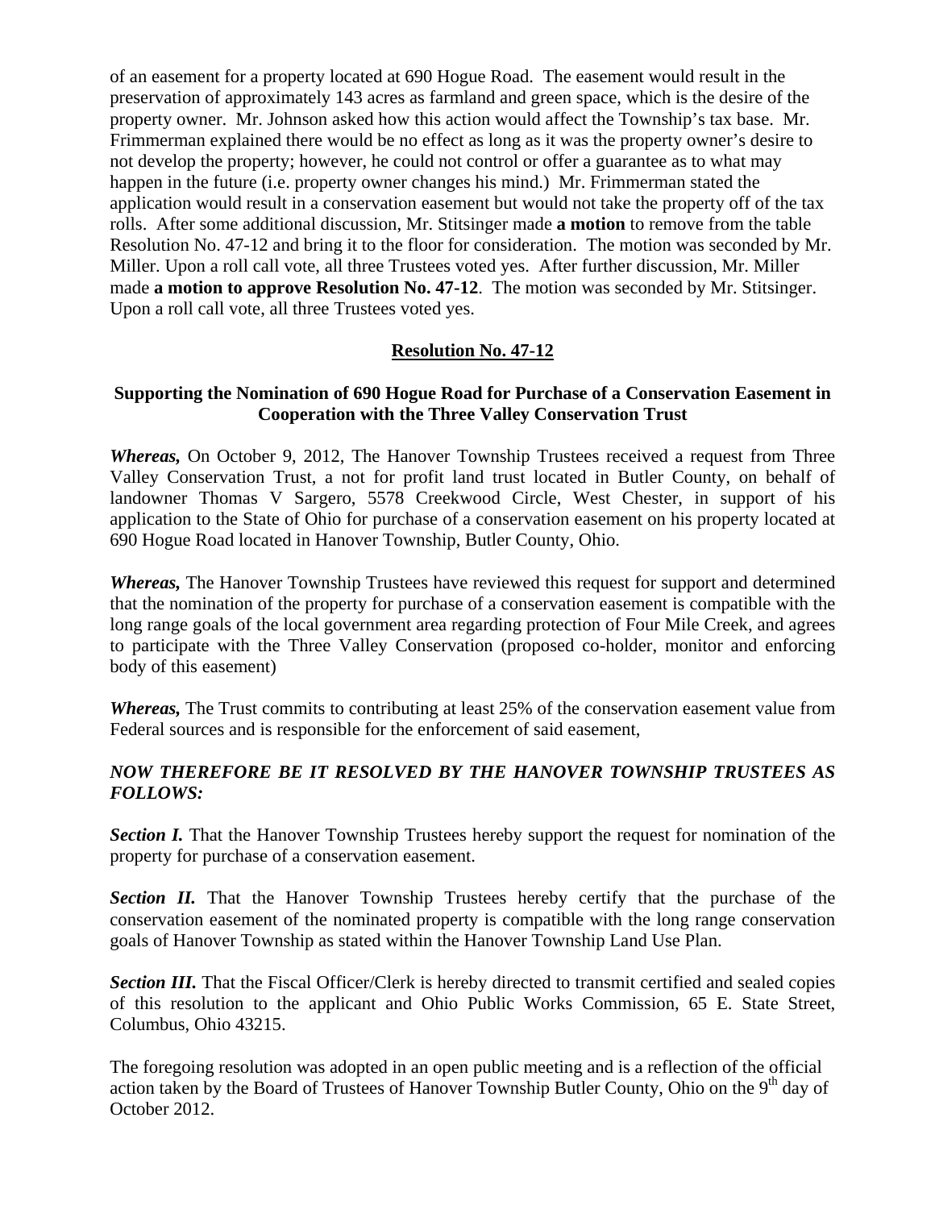of an easement for a property located at 690 Hogue Road. The easement would result in the preservation of approximately 143 acres as farmland and green space, which is the desire of the property owner. Mr. Johnson asked how this action would affect the Township's tax base. Mr. Frimmerman explained there would be no effect as long as it was the property owner's desire to not develop the property; however, he could not control or offer a guarantee as to what may happen in the future (i.e. property owner changes his mind.) Mr. Frimmerman stated the application would result in a conservation easement but would not take the property off of the tax rolls. After some additional discussion, Mr. Stitsinger made **a motion** to remove from the table Resolution No. 47-12 and bring it to the floor for consideration. The motion was seconded by Mr. Miller. Upon a roll call vote, all three Trustees voted yes. After further discussion, Mr. Miller made **a motion to approve Resolution No. 47-12**. The motion was seconded by Mr. Stitsinger. Upon a roll call vote, all three Trustees voted yes.

## Resolution No. 47-12

### Supporting the Nomination of 690 Hogue Road for Purchase of a Conservation Easement in Cooperation with the Three Valley Conservation Trust

***Whereas,*** On October 9, 2012, The Hanover Township Trustees received a request from Three Valley Conservation Trust, a not for profit land trust located in Butler County, on behalf of landowner Thomas V Sargero, 5578 Creekwood Circle, West Chester, in support of his application to the State of Ohio for purchase of a conservation easement on his property located at 690 Hogue Road located in Hanover Township, Butler County, Ohio.

***Whereas,*** The Hanover Township Trustees have reviewed this request for support and determined that the nomination of the property for purchase of a conservation easement is compatible with the long range goals of the local government area regarding protection of Four Mile Creek, and agrees to participate with the Three Valley Conservation (proposed co-holder, monitor and enforcing body of this easement)

***Whereas,*** The Trust commits to contributing at least 25% of the conservation easement value from Federal sources and is responsible for the enforcement of said easement,

***NOW THEREFORE BE IT RESOLVED BY THE HANOVER TOWNSHIP TRUSTEES AS FOLLOWS:***

***Section I.*** That the Hanover Township Trustees hereby support the request for nomination of the property for purchase of a conservation easement.

***Section II.*** That the Hanover Township Trustees hereby certify that the purchase of the conservation easement of the nominated property is compatible with the long range conservation goals of Hanover Township as stated within the Hanover Township Land Use Plan.

***Section III.*** That the Fiscal Officer/Clerk is hereby directed to transmit certified and sealed copies of this resolution to the applicant and Ohio Public Works Commission, 65 E. State Street, Columbus, Ohio 43215.

The foregoing resolution was adopted in an open public meeting and is a reflection of the official action taken by the Board of Trustees of Hanover Township Butler County, Ohio on the 9th day of October 2012.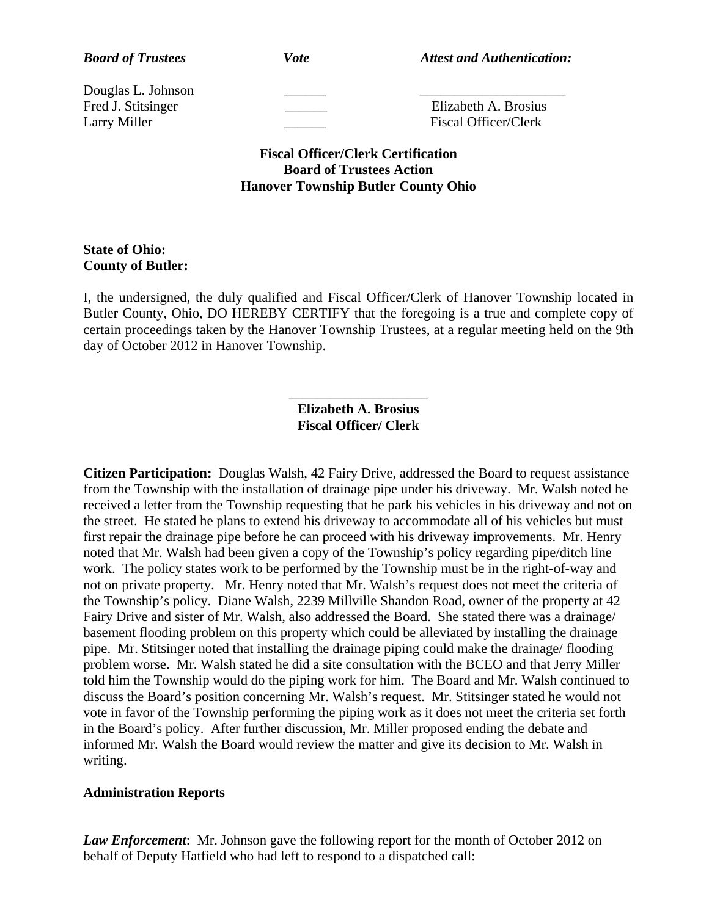| *Board of Trustees* | *Vote* | *Attest and Authentication:* |
|---|---|---|
| Douglas L. Johnson | ______ | ______________________ |
| Fred J. Stitsinger | ______ | Elizabeth A. Brosius |
| Larry Miller | ______ | Fiscal Officer/Clerk |

**Fiscal Officer/Clerk Certification**
**Board of Trustees Action**
**Hanover Township Butler County Ohio**

**State of Ohio:**
**County of Butler:**

I, the undersigned, the duly qualified and Fiscal Officer/Clerk of Hanover Township located in Butler County, Ohio, DO HEREBY CERTIFY that the foregoing is a true and complete copy of certain proceedings taken by the Hanover Township Trustees, at a regular meeting held on the 9th day of October 2012 in Hanover Township.

____________________
**Elizabeth A. Brosius**
**Fiscal Officer/ Clerk**

**Citizen Participation:** Douglas Walsh, 42 Fairy Drive, addressed the Board to request assistance from the Township with the installation of drainage pipe under his driveway. Mr. Walsh noted he received a letter from the Township requesting that he park his vehicles in his driveway and not on the street. He stated he plans to extend his driveway to accommodate all of his vehicles but must first repair the drainage pipe before he can proceed with his driveway improvements. Mr. Henry noted that Mr. Walsh had been given a copy of the Township's policy regarding pipe/ditch line work. The policy states work to be performed by the Township must be in the right-of-way and not on private property. Mr. Henry noted that Mr. Walsh's request does not meet the criteria of the Township's policy. Diane Walsh, 2239 Millville Shandon Road, owner of the property at 42 Fairy Drive and sister of Mr. Walsh, also addressed the Board. She stated there was a drainage/ basement flooding problem on this property which could be alleviated by installing the drainage pipe. Mr. Stitsinger noted that installing the drainage piping could make the drainage/ flooding problem worse. Mr. Walsh stated he did a site consultation with the BCEO and that Jerry Miller told him the Township would do the piping work for him. The Board and Mr. Walsh continued to discuss the Board's position concerning Mr. Walsh's request. Mr. Stitsinger stated he would not vote in favor of the Township performing the piping work as it does not meet the criteria set forth in the Board's policy. After further discussion, Mr. Miller proposed ending the debate and informed Mr. Walsh the Board would review the matter and give its decision to Mr. Walsh in writing.

**Administration Reports**

***Law Enforcement***: Mr. Johnson gave the following report for the month of October 2012 on behalf of Deputy Hatfield who had left to respond to a dispatched call: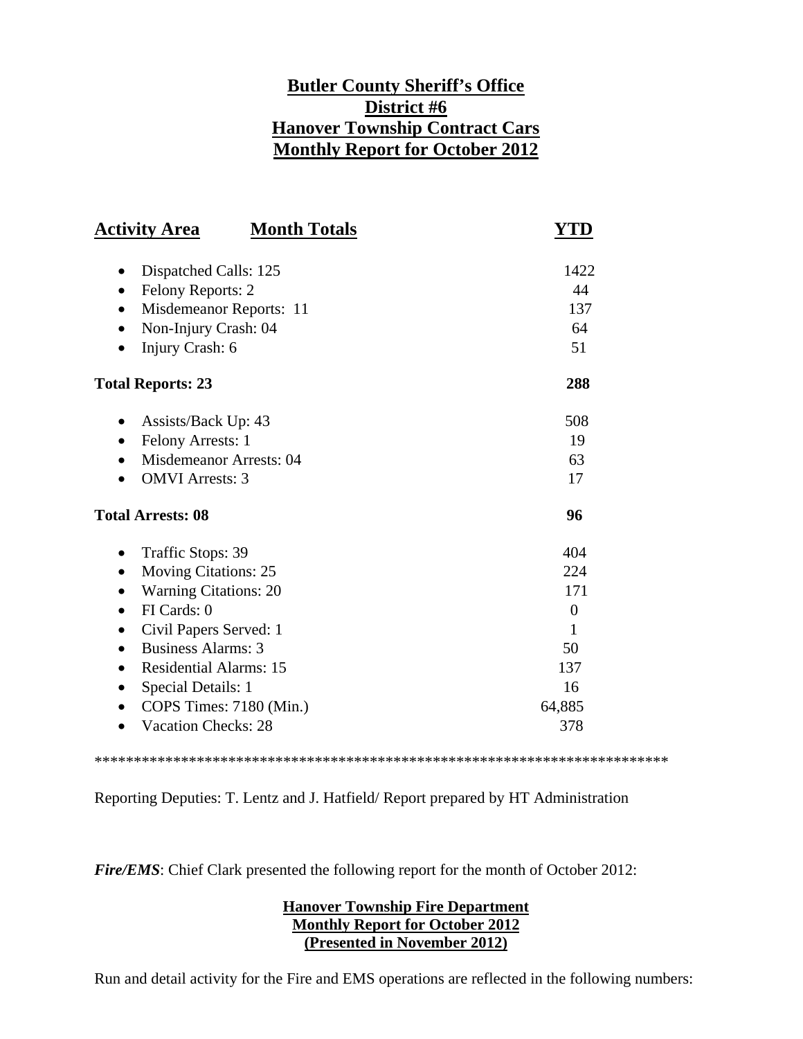**Butler County Sheriff's Office**
**District #6**
**Hanover Township Contract Cars**
**Monthly Report for October 2012**

| Activity Area Month Totals | YTD |
|---|---|
| • Dispatched Calls: 125 | 1422 |
| • Felony Reports: 2 | 44 |
| • Misdemeanor Reports: 11 | 137 |
| • Non-Injury Crash: 04 | 64 |
| • Injury Crash: 6 | 51 |
| **Total Reports: 23** | **288** |
| • Assists/Back Up: 43 | 508 |
| • Felony Arrests: 1 | 19 |
| • Misdemeanor Arrests: 04 | 63 |
| • OMVI Arrests: 3 | 17 |
| **Total Arrests: 08** | **96** |
| • Traffic Stops: 39 | 404 |
| • Moving Citations: 25 | 224 |
| • Warning Citations: 20 | 171 |
| • FI Cards: 0 | 0 |
| • Civil Papers Served: 1 | 1 |
| • Business Alarms: 3 | 50 |
| • Residential Alarms: 15 | 137 |
| • Special Details: 1 | 16 |
| • COPS Times: 7180 (Min.) | 64,885 |
| • Vacation Checks: 28 | 378 |

***************************************************************************

Reporting Deputies: T. Lentz and J. Hatfield/ Report prepared by HT Administration

***Fire/EMS***: Chief Clark presented the following report for the month of October 2012:

**Hanover Township Fire Department**
**Monthly Report for October 2012**
**(Presented in November 2012)**

Run and detail activity for the Fire and EMS operations are reflected in the following numbers: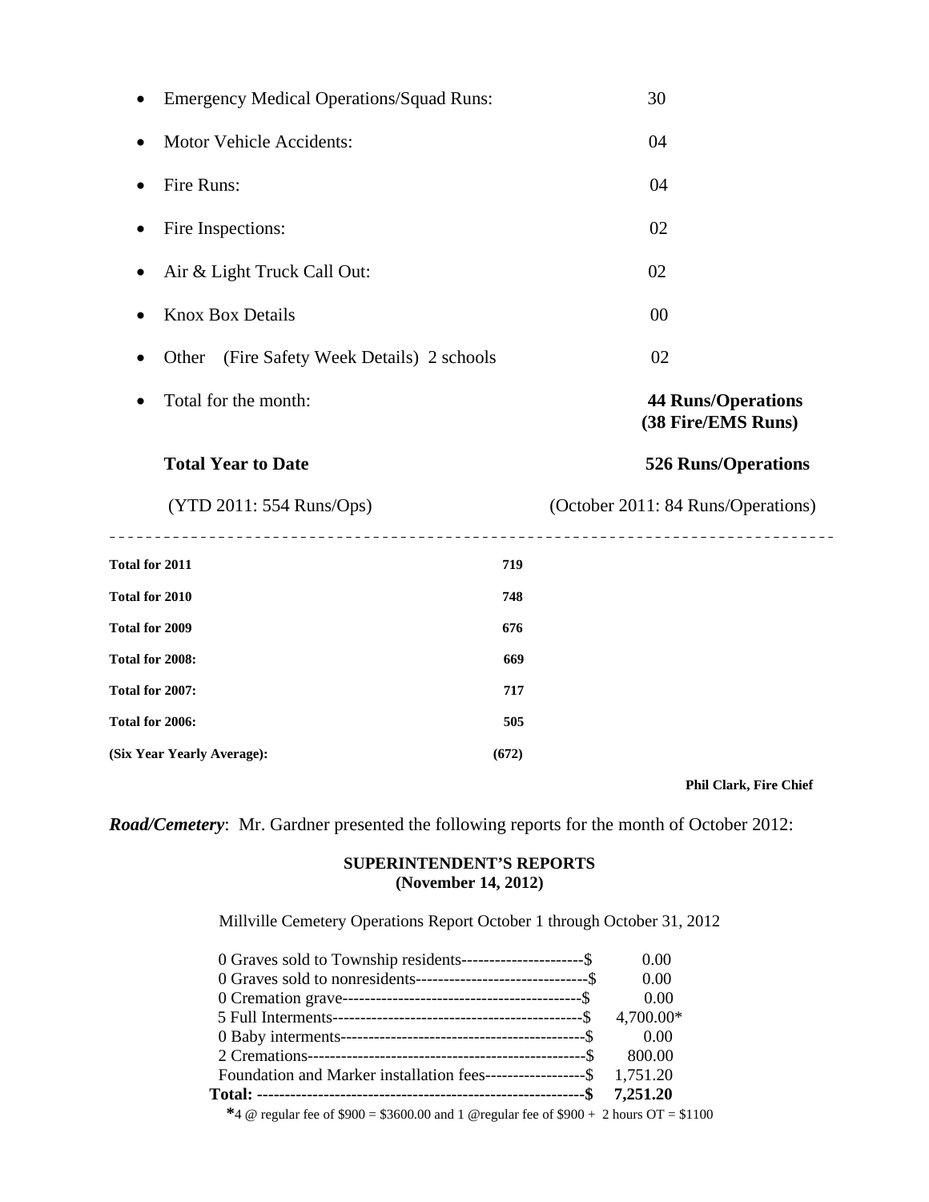- Emergency Medical Operations/Squad Runs: 30
- Motor Vehicle Accidents: 04
- Fire Runs: 04
- Fire Inspections: 02
- Air & Light Truck Call Out: 02
- Knox Box Details 00
- Other (Fire Safety Week Details) 2 schools 02
- Total for the month: **44 Runs/Operations (38 Fire/EMS Runs)**

**Total Year to Date** **526 Runs/Operations**

(YTD 2011: 554 Runs/Ops) (October 2011: 84 Runs/Operations)

---

| | |
|---|---|
| **Total for 2011** | **719** |
| **Total for 2010** | **748** |
| **Total for 2009** | **676** |
| **Total for 2008:** | **669** |
| **Total for 2007:** | **717** |
| **Total for 2006:** | **505** |
| **(Six Year Yearly Average):** | **(672)** |

**Phil Clark, Fire Chief**

***Road/Cemetery***: Mr. Gardner presented the following reports for the month of October 2012:

**SUPERINTENDENT'S REPORTS**
**(November 14, 2012)**

Millville Cemetery Operations Report October 1 through October 31, 2012

| | |
|---|---|
| 0 Graves sold to Township residents----------------------$ | 0.00 |
| 0 Graves sold to nonresidents-------------------------------$ | 0.00 |
| 0 Cremation grave-------------------------------------------$ | 0.00 |
| 5 Full Interments---------------------------------------------$ | 4,700.00* |
| 0 Baby interments--------------------------------------------$ | 0.00 |
| 2 Cremations--------------------------------------------------$ | 800.00 |
| Foundation and Marker installation fees------------------$ | 1,751.20 |
| **Total: -----------------------------------------------------------$** | **7,251.20** |

***4** @ regular fee of $900 = $3600.00 and 1 @regular fee of $900 + 2 hours OT = $1100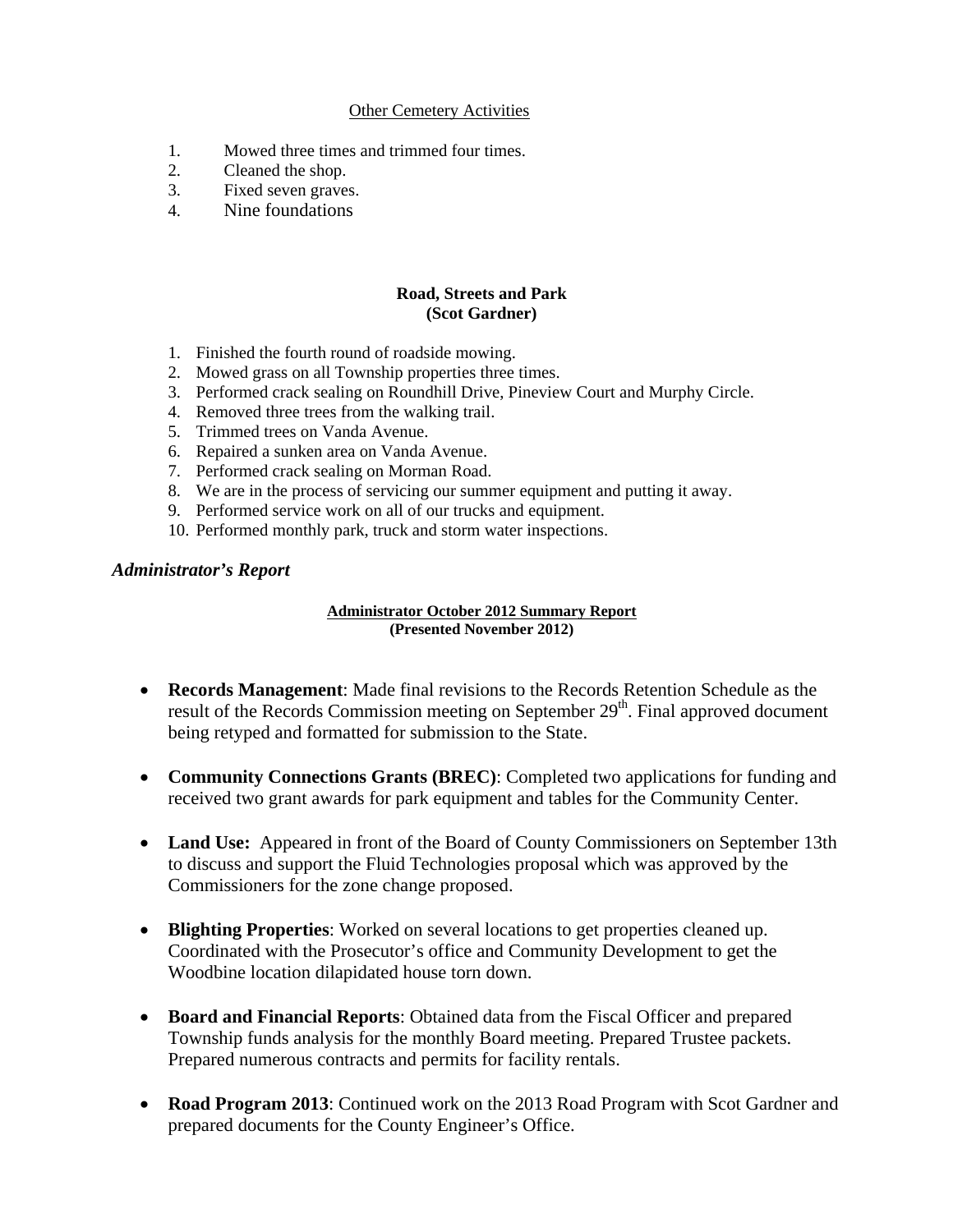Other Cemetery Activities

1. Mowed three times and trimmed four times.
2. Cleaned the shop.
3. Fixed seven graves.
4. Nine foundations

**Road, Streets and Park**
**(Scot Gardner)**

1. Finished the fourth round of roadside mowing.
2. Mowed grass on all Township properties three times.
3. Performed crack sealing on Roundhill Drive, Pineview Court and Murphy Circle.
4. Removed three trees from the walking trail.
5. Trimmed trees on Vanda Avenue.
6. Repaired a sunken area on Vanda Avenue.
7. Performed crack sealing on Morman Road.
8. We are in the process of servicing our summer equipment and putting it away.
9. Performed service work on all of our trucks and equipment.
10. Performed monthly park, truck and storm water inspections.

### *Administrator's Report*

**Administrator October 2012 Summary Report**
**(Presented November 2012)**

- **Records Management**: Made final revisions to the Records Retention Schedule as the result of the Records Commission meeting on September 29th. Final approved document being retyped and formatted for submission to the State.

- **Community Connections Grants (BREC)**: Completed two applications for funding and received two grant awards for park equipment and tables for the Community Center.

- **Land Use:** Appeared in front of the Board of County Commissioners on September 13th to discuss and support the Fluid Technologies proposal which was approved by the Commissioners for the zone change proposed.

- **Blighting Properties**: Worked on several locations to get properties cleaned up. Coordinated with the Prosecutor's office and Community Development to get the Woodbine location dilapidated house torn down.

- **Board and Financial Reports**: Obtained data from the Fiscal Officer and prepared Township funds analysis for the monthly Board meeting. Prepared Trustee packets. Prepared numerous contracts and permits for facility rentals.

- **Road Program 2013**: Continued work on the 2013 Road Program with Scot Gardner and prepared documents for the County Engineer's Office.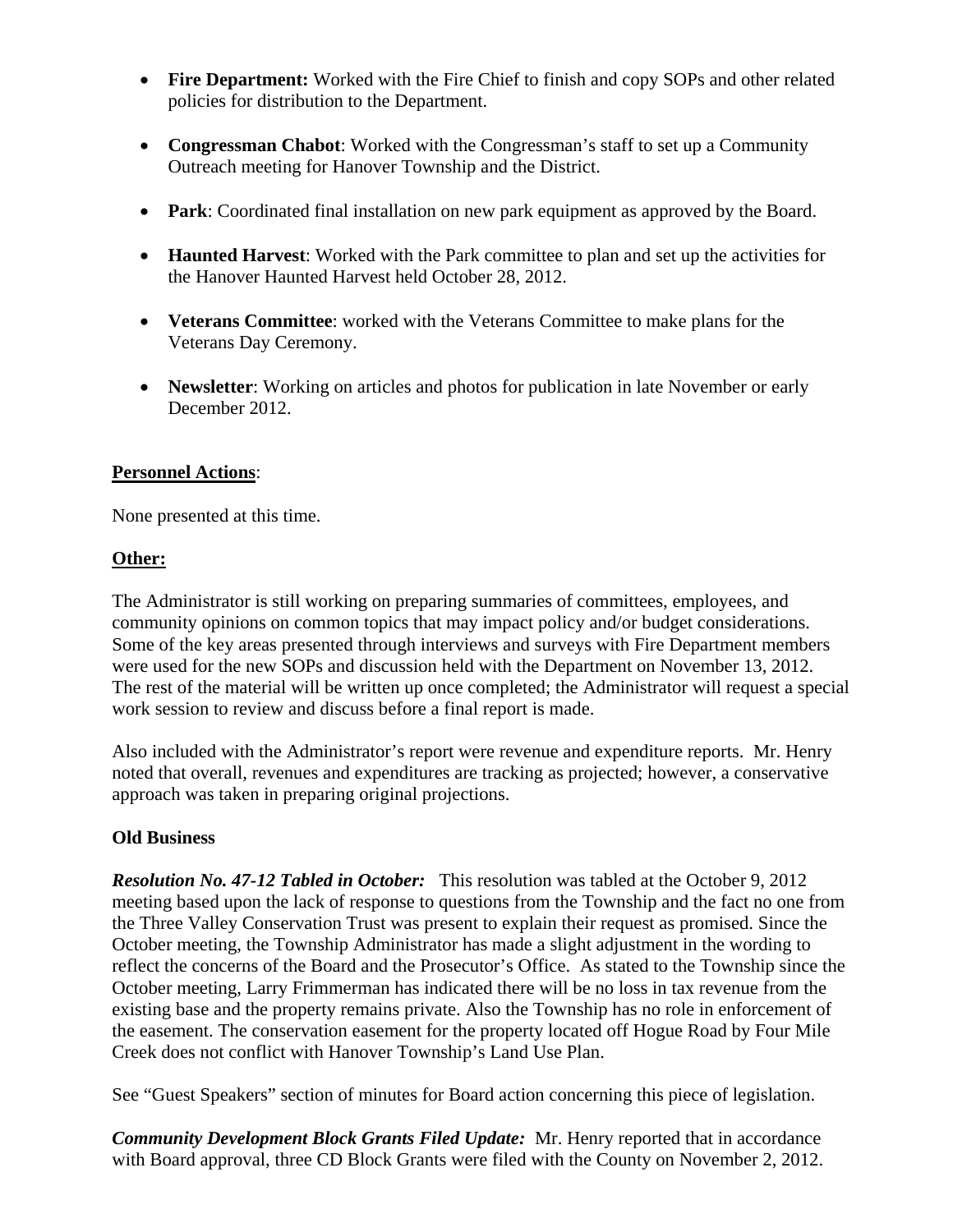- **Fire Department:** Worked with the Fire Chief to finish and copy SOPs and other related policies for distribution to the Department.

- **Congressman Chabot**: Worked with the Congressman's staff to set up a Community Outreach meeting for Hanover Township and the District.

- **Park**: Coordinated final installation on new park equipment as approved by the Board.

- **Haunted Harvest**: Worked with the Park committee to plan and set up the activities for the Hanover Haunted Harvest held October 28, 2012.

- **Veterans Committee**: worked with the Veterans Committee to make plans for the Veterans Day Ceremony.

- **Newsletter**: Working on articles and photos for publication in late November or early December 2012.

**Personnel Actions**:

None presented at this time.

**Other:**

The Administrator is still working on preparing summaries of committees, employees, and community opinions on common topics that may impact policy and/or budget considerations. Some of the key areas presented through interviews and surveys with Fire Department members were used for the new SOPs and discussion held with the Department on November 13, 2012. The rest of the material will be written up once completed; the Administrator will request a special work session to review and discuss before a final report is made.

Also included with the Administrator's report were revenue and expenditure reports. Mr. Henry noted that overall, revenues and expenditures are tracking as projected; however, a conservative approach was taken in preparing original projections.

**Old Business**

***Resolution No. 47-12 Tabled in October:*** This resolution was tabled at the October 9, 2012 meeting based upon the lack of response to questions from the Township and the fact no one from the Three Valley Conservation Trust was present to explain their request as promised. Since the October meeting, the Township Administrator has made a slight adjustment in the wording to reflect the concerns of the Board and the Prosecutor's Office. As stated to the Township since the October meeting, Larry Frimmerman has indicated there will be no loss in tax revenue from the existing base and the property remains private. Also the Township has no role in enforcement of the easement. The conservation easement for the property located off Hogue Road by Four Mile Creek does not conflict with Hanover Township's Land Use Plan.

See "Guest Speakers" section of minutes for Board action concerning this piece of legislation.

***Community Development Block Grants Filed Update:*** Mr. Henry reported that in accordance with Board approval, three CD Block Grants were filed with the County on November 2, 2012.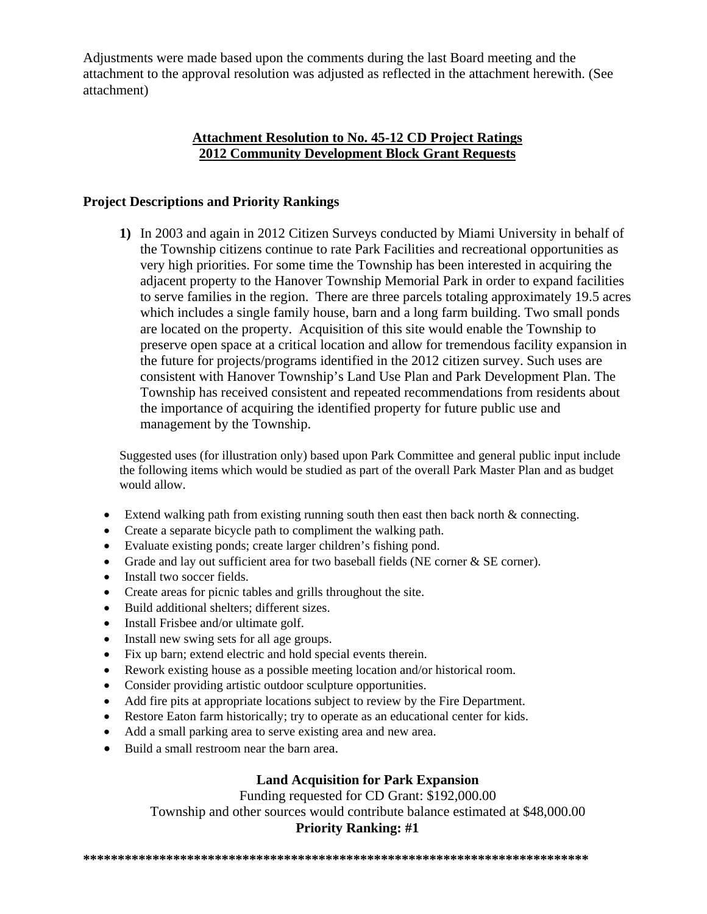Adjustments were made based upon the comments during the last Board meeting and the attachment to the approval resolution was adjusted as reflected in the attachment herewith. (See attachment)

**Attachment Resolution to No. 45-12 CD Project Ratings**
**2012 Community Development Block Grant Requests**

### Project Descriptions and Priority Rankings

**1)** In 2003 and again in 2012 Citizen Surveys conducted by Miami University in behalf of the Township citizens continue to rate Park Facilities and recreational opportunities as very high priorities. For some time the Township has been interested in acquiring the adjacent property to the Hanover Township Memorial Park in order to expand facilities to serve families in the region. There are three parcels totaling approximately 19.5 acres which includes a single family house, barn and a long farm building. Two small ponds are located on the property. Acquisition of this site would enable the Township to preserve open space at a critical location and allow for tremendous facility expansion in the future for projects/programs identified in the 2012 citizen survey. Such uses are consistent with Hanover Township's Land Use Plan and Park Development Plan. The Township has received consistent and repeated recommendations from residents about the importance of acquiring the identified property for future public use and management by the Township.

Suggested uses (for illustration only) based upon Park Committee and general public input include the following items which would be studied as part of the overall Park Master Plan and as budget would allow.

- Extend walking path from existing running south then east then back north & connecting.
- Create a separate bicycle path to compliment the walking path.
- Evaluate existing ponds; create larger children's fishing pond.
- Grade and lay out sufficient area for two baseball fields (NE corner & SE corner).
- Install two soccer fields.
- Create areas for picnic tables and grills throughout the site.
- Build additional shelters; different sizes.
- Install Frisbee and/or ultimate golf.
- Install new swing sets for all age groups.
- Fix up barn; extend electric and hold special events therein.
- Rework existing house as a possible meeting location and/or historical room.
- Consider providing artistic outdoor sculpture opportunities.
- Add fire pits at appropriate locations subject to review by the Fire Department.
- Restore Eaton farm historically; try to operate as an educational center for kids.
- Add a small parking area to serve existing area and new area.
- Build a small restroom near the barn area.

**Land Acquisition for Park Expansion**
Funding requested for CD Grant: $192,000.00
Township and other sources would contribute balance estimated at $48,000.00
**Priority Ranking: #1**

**\*\*\*\*\*\*\*\*\*\*\*\*\*\*\*\*\*\*\*\*\*\*\*\*\*\*\*\*\*\*\*\*\*\*\*\*\*\*\*\*\*\*\*\*\*\*\*\*\*\*\*\*\*\*\*\*\*\*\*\*\*\*\*\*\*\*\*\*\*\*\*\*\*\*\*\*\***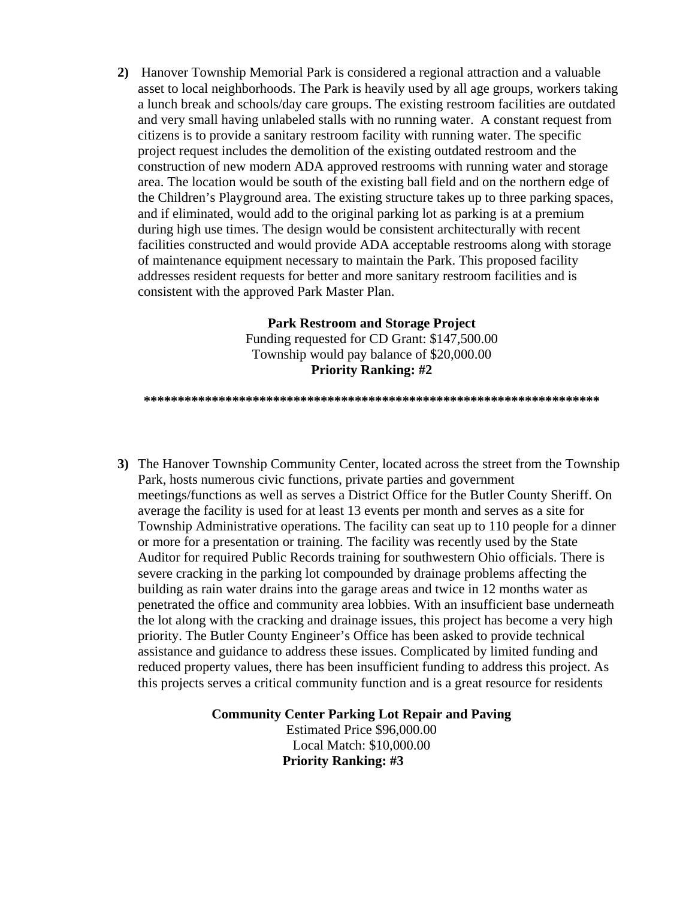**2)** Hanover Township Memorial Park is considered a regional attraction and a valuable asset to local neighborhoods. The Park is heavily used by all age groups, workers taking a lunch break and schools/day care groups. The existing restroom facilities are outdated and very small having unlabeled stalls with no running water. A constant request from citizens is to provide a sanitary restroom facility with running water. The specific project request includes the demolition of the existing outdated restroom and the construction of new modern ADA approved restrooms with running water and storage area. The location would be south of the existing ball field and on the northern edge of the Children's Playground area. The existing structure takes up to three parking spaces, and if eliminated, would add to the original parking lot as parking is at a premium during high use times. The design would be consistent architecturally with recent facilities constructed and would provide ADA acceptable restrooms along with storage of maintenance equipment necessary to maintain the Park. This proposed facility addresses resident requests for better and more sanitary restroom facilities and is consistent with the approved Park Master Plan.

**Park Restroom and Storage Project**
Funding requested for CD Grant: $147,500.00
Township would pay balance of $20,000.00
**Priority Ranking: #2**

**********************************************************************

**3)** The Hanover Township Community Center, located across the street from the Township Park, hosts numerous civic functions, private parties and government meetings/functions as well as serves a District Office for the Butler County Sheriff. On average the facility is used for at least 13 events per month and serves as a site for Township Administrative operations. The facility can seat up to 110 people for a dinner or more for a presentation or training. The facility was recently used by the State Auditor for required Public Records training for southwestern Ohio officials. There is severe cracking in the parking lot compounded by drainage problems affecting the building as rain water drains into the garage areas and twice in 12 months water as penetrated the office and community area lobbies. With an insufficient base underneath the lot along with the cracking and drainage issues, this project has become a very high priority. The Butler County Engineer's Office has been asked to provide technical assistance and guidance to address these issues. Complicated by limited funding and reduced property values, there has been insufficient funding to address this project. As this projects serves a critical community function and is a great resource for residents

**Community Center Parking Lot Repair and Paving**
Estimated Price $96,000.00
Local Match: $10,000.00
**Priority Ranking: #3**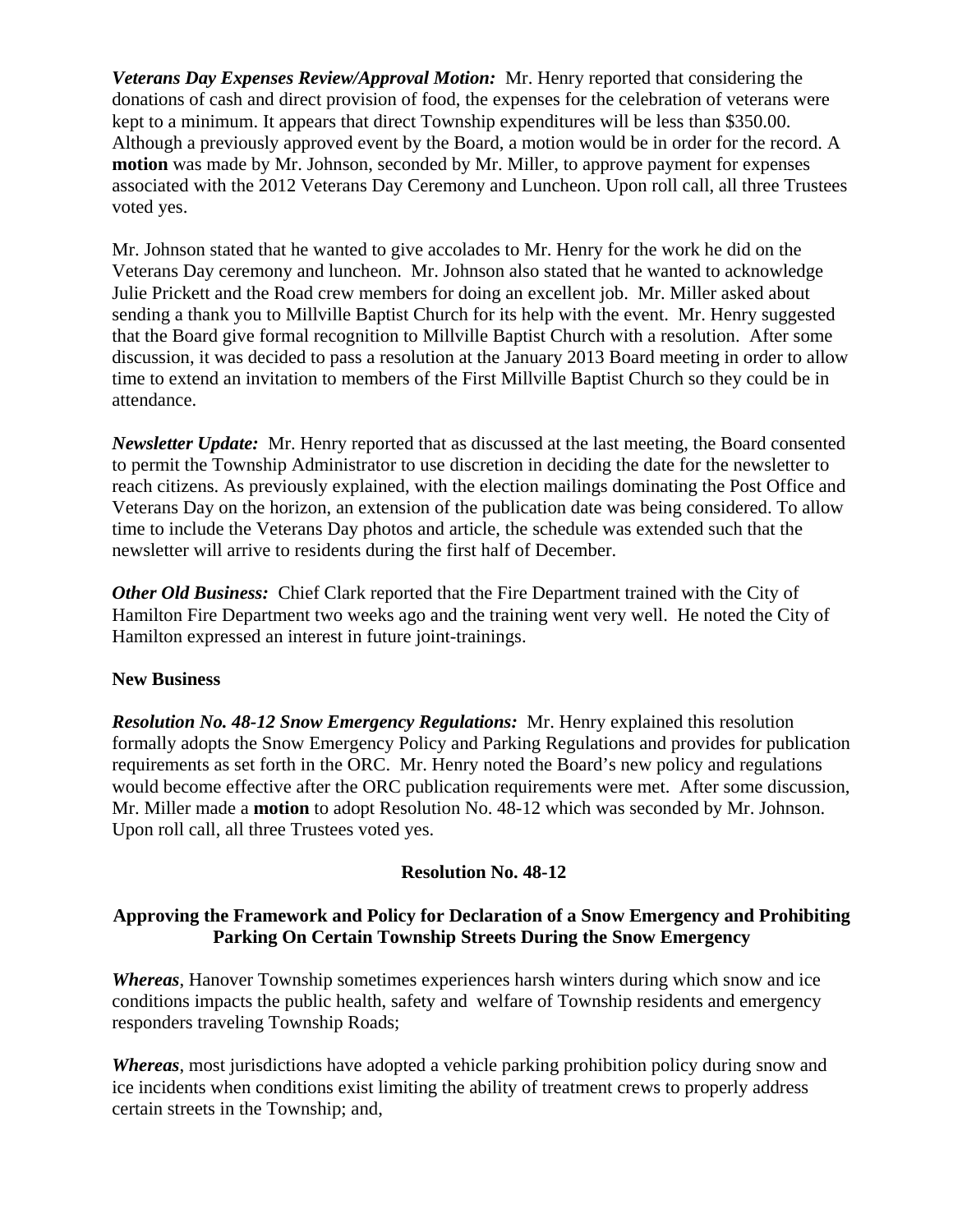***Veterans Day Expenses Review/Approval Motion:*** Mr. Henry reported that considering the donations of cash and direct provision of food, the expenses for the celebration of veterans were kept to a minimum. It appears that direct Township expenditures will be less than $350.00. Although a previously approved event by the Board, a motion would be in order for the record. A **motion** was made by Mr. Johnson, seconded by Mr. Miller, to approve payment for expenses associated with the 2012 Veterans Day Ceremony and Luncheon. Upon roll call, all three Trustees voted yes.

Mr. Johnson stated that he wanted to give accolades to Mr. Henry for the work he did on the Veterans Day ceremony and luncheon. Mr. Johnson also stated that he wanted to acknowledge Julie Prickett and the Road crew members for doing an excellent job. Mr. Miller asked about sending a thank you to Millville Baptist Church for its help with the event. Mr. Henry suggested that the Board give formal recognition to Millville Baptist Church with a resolution. After some discussion, it was decided to pass a resolution at the January 2013 Board meeting in order to allow time to extend an invitation to members of the First Millville Baptist Church so they could be in attendance.

***Newsletter Update:*** Mr. Henry reported that as discussed at the last meeting, the Board consented to permit the Township Administrator to use discretion in deciding the date for the newsletter to reach citizens. As previously explained, with the election mailings dominating the Post Office and Veterans Day on the horizon, an extension of the publication date was being considered. To allow time to include the Veterans Day photos and article, the schedule was extended such that the newsletter will arrive to residents during the first half of December.

***Other Old Business:*** Chief Clark reported that the Fire Department trained with the City of Hamilton Fire Department two weeks ago and the training went very well. He noted the City of Hamilton expressed an interest in future joint-trainings.

**New Business**

***Resolution No. 48-12 Snow Emergency Regulations:*** Mr. Henry explained this resolution formally adopts the Snow Emergency Policy and Parking Regulations and provides for publication requirements as set forth in the ORC. Mr. Henry noted the Board's new policy and regulations would become effective after the ORC publication requirements were met. After some discussion, Mr. Miller made a **motion** to adopt Resolution No. 48-12 which was seconded by Mr. Johnson. Upon roll call, all three Trustees voted yes.

**Resolution No. 48-12**

**Approving the Framework and Policy for Declaration of a Snow Emergency and Prohibiting Parking On Certain Township Streets During the Snow Emergency**

***Whereas***, Hanover Township sometimes experiences harsh winters during which snow and ice conditions impacts the public health, safety and welfare of Township residents and emergency responders traveling Township Roads;

***Whereas***, most jurisdictions have adopted a vehicle parking prohibition policy during snow and ice incidents when conditions exist limiting the ability of treatment crews to properly address certain streets in the Township; and,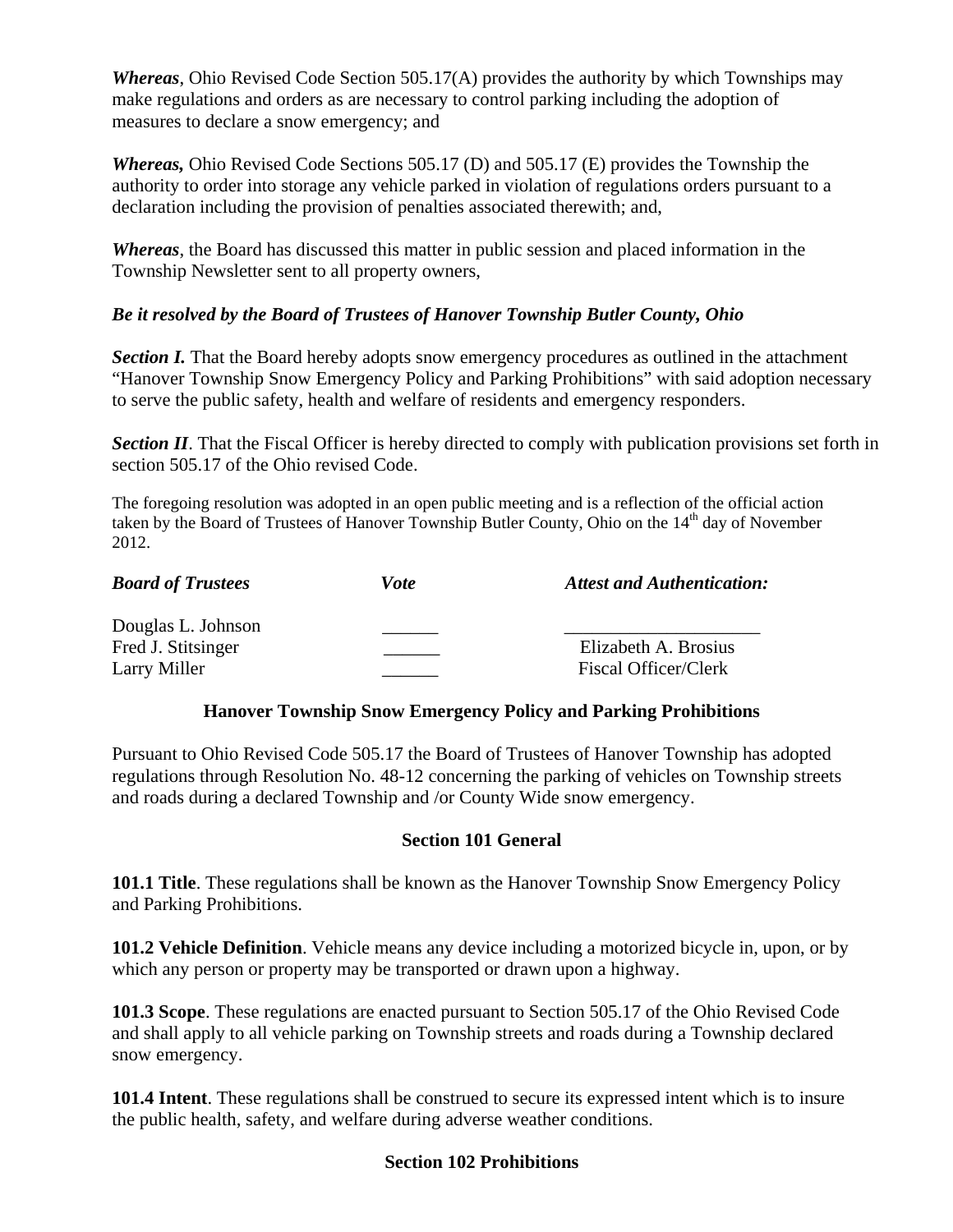***Whereas***, Ohio Revised Code Section 505.17(A) provides the authority by which Townships may make regulations and orders as are necessary to control parking including the adoption of measures to declare a snow emergency; and

***Whereas,*** Ohio Revised Code Sections 505.17 (D) and 505.17 (E) provides the Township the authority to order into storage any vehicle parked in violation of regulations orders pursuant to a declaration including the provision of penalties associated therewith; and,

***Whereas***, the Board has discussed this matter in public session and placed information in the Township Newsletter sent to all property owners,

***Be it resolved by the Board of Trustees of Hanover Township Butler County, Ohio***

***Section I.*** That the Board hereby adopts snow emergency procedures as outlined in the attachment "Hanover Township Snow Emergency Policy and Parking Prohibitions" with said adoption necessary to serve the public safety, health and welfare of residents and emergency responders.

***Section II***. That the Fiscal Officer is hereby directed to comply with publication provisions set forth in section 505.17 of the Ohio revised Code.

The foregoing resolution was adopted in an open public meeting and is a reflection of the official action taken by the Board of Trustees of Hanover Township Butler County, Ohio on the 14th day of November 2012.

| ***Board of Trustees*** | ***Vote*** | ***Attest and Authentication:*** |
|---|---|---|
| Douglas L. Johnson | ______ | ____________________ |
| Fred J. Stitsinger | ______ | Elizabeth A. Brosius |
| Larry Miller | ______ | Fiscal Officer/Clerk |

## Hanover Township Snow Emergency Policy and Parking Prohibitions

Pursuant to Ohio Revised Code 505.17 the Board of Trustees of Hanover Township has adopted regulations through Resolution No. 48-12 concerning the parking of vehicles on Township streets and roads during a declared Township and /or County Wide snow emergency.

### Section 101 General

**101.1 Title**. These regulations shall be known as the Hanover Township Snow Emergency Policy and Parking Prohibitions.

**101.2 Vehicle Definition**. Vehicle means any device including a motorized bicycle in, upon, or by which any person or property may be transported or drawn upon a highway.

**101.3 Scope**. These regulations are enacted pursuant to Section 505.17 of the Ohio Revised Code and shall apply to all vehicle parking on Township streets and roads during a Township declared snow emergency.

**101.4 Intent**. These regulations shall be construed to secure its expressed intent which is to insure the public health, safety, and welfare during adverse weather conditions.

### Section 102 Prohibitions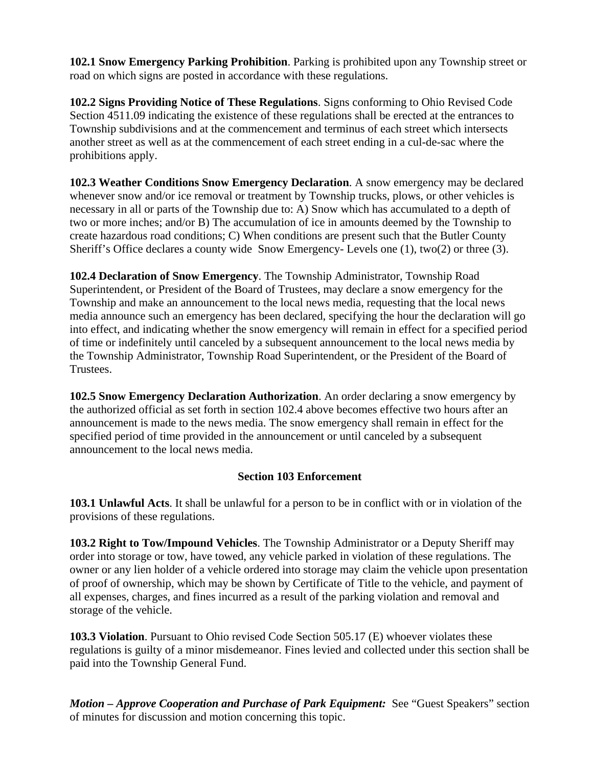**102.1 Snow Emergency Parking Prohibition**. Parking is prohibited upon any Township street or road on which signs are posted in accordance with these regulations.

**102.2 Signs Providing Notice of These Regulations**. Signs conforming to Ohio Revised Code Section 4511.09 indicating the existence of these regulations shall be erected at the entrances to Township subdivisions and at the commencement and terminus of each street which intersects another street as well as at the commencement of each street ending in a cul-de-sac where the prohibitions apply.

**102.3 Weather Conditions Snow Emergency Declaration**. A snow emergency may be declared whenever snow and/or ice removal or treatment by Township trucks, plows, or other vehicles is necessary in all or parts of the Township due to: A) Snow which has accumulated to a depth of two or more inches; and/or B) The accumulation of ice in amounts deemed by the Township to create hazardous road conditions; C) When conditions are present such that the Butler County Sheriff's Office declares a county wide Snow Emergency- Levels one (1), two(2) or three (3).

**102.4 Declaration of Snow Emergency**. The Township Administrator, Township Road Superintendent, or President of the Board of Trustees, may declare a snow emergency for the Township and make an announcement to the local news media, requesting that the local news media announce such an emergency has been declared, specifying the hour the declaration will go into effect, and indicating whether the snow emergency will remain in effect for a specified period of time or indefinitely until canceled by a subsequent announcement to the local news media by the Township Administrator, Township Road Superintendent, or the President of the Board of Trustees.

**102.5 Snow Emergency Declaration Authorization**. An order declaring a snow emergency by the authorized official as set forth in section 102.4 above becomes effective two hours after an announcement is made to the news media. The snow emergency shall remain in effect for the specified period of time provided in the announcement or until canceled by a subsequent announcement to the local news media.

**Section 103 Enforcement**

**103.1 Unlawful Acts**. It shall be unlawful for a person to be in conflict with or in violation of the provisions of these regulations.

**103.2 Right to Tow/Impound Vehicles**. The Township Administrator or a Deputy Sheriff may order into storage or tow, have towed, any vehicle parked in violation of these regulations. The owner or any lien holder of a vehicle ordered into storage may claim the vehicle upon presentation of proof of ownership, which may be shown by Certificate of Title to the vehicle, and payment of all expenses, charges, and fines incurred as a result of the parking violation and removal and storage of the vehicle.

**103.3 Violation**. Pursuant to Ohio revised Code Section 505.17 (E) whoever violates these regulations is guilty of a minor misdemeanor. Fines levied and collected under this section shall be paid into the Township General Fund.

***Motion – Approve Cooperation and Purchase of Park Equipment:*** See "Guest Speakers" section of minutes for discussion and motion concerning this topic.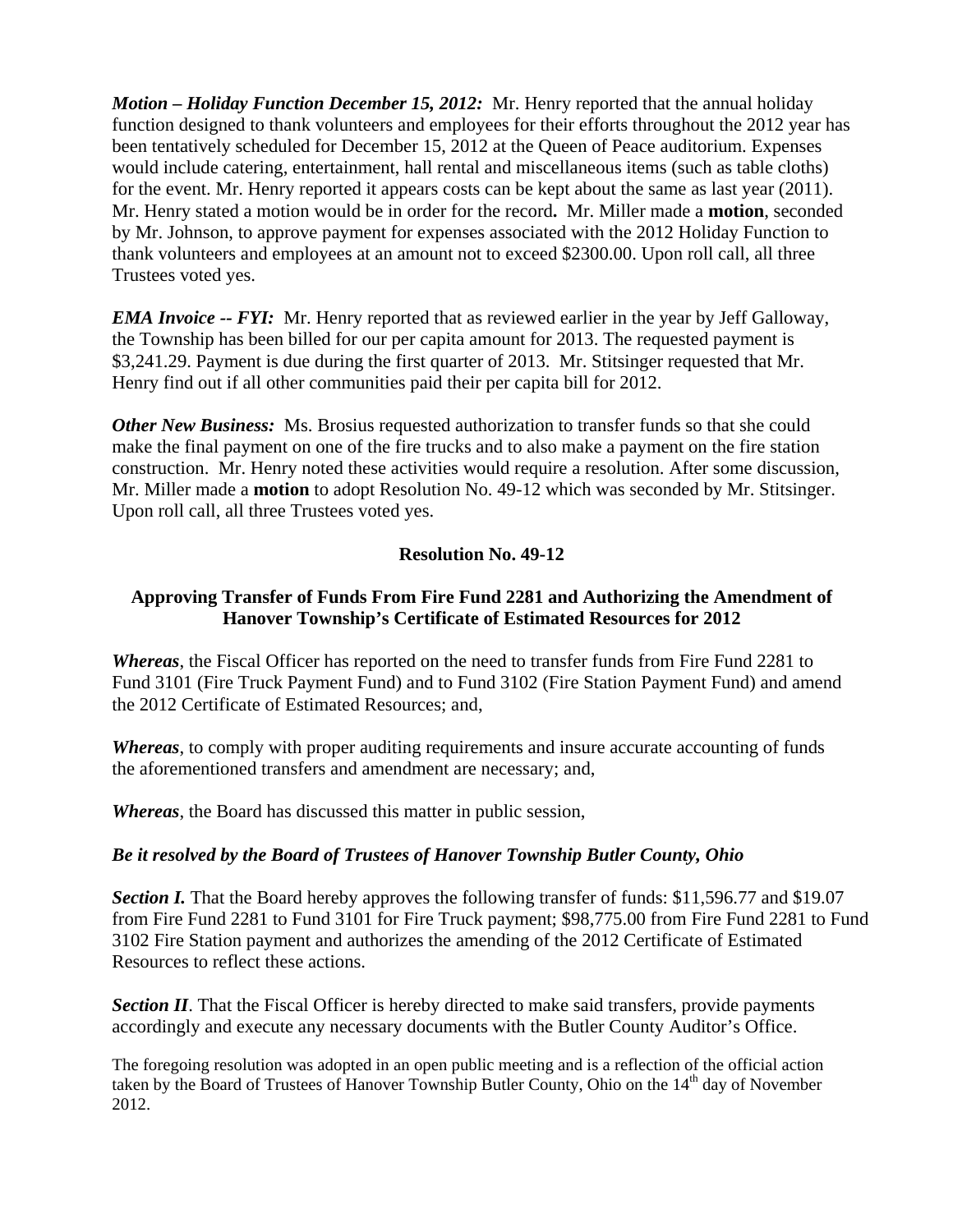***Motion – Holiday Function December 15, 2012:*** Mr. Henry reported that the annual holiday function designed to thank volunteers and employees for their efforts throughout the 2012 year has been tentatively scheduled for December 15, 2012 at the Queen of Peace auditorium. Expenses would include catering, entertainment, hall rental and miscellaneous items (such as table cloths) for the event. Mr. Henry reported it appears costs can be kept about the same as last year (2011). Mr. Henry stated a motion would be in order for the record**.** Mr. Miller made a **motion**, seconded by Mr. Johnson, to approve payment for expenses associated with the 2012 Holiday Function to thank volunteers and employees at an amount not to exceed $2300.00. Upon roll call, all three Trustees voted yes.

***EMA Invoice -- FYI:*** Mr. Henry reported that as reviewed earlier in the year by Jeff Galloway, the Township has been billed for our per capita amount for 2013. The requested payment is $3,241.29. Payment is due during the first quarter of 2013. Mr. Stitsinger requested that Mr. Henry find out if all other communities paid their per capita bill for 2012.

***Other New Business:*** Ms. Brosius requested authorization to transfer funds so that she could make the final payment on one of the fire trucks and to also make a payment on the fire station construction. Mr. Henry noted these activities would require a resolution. After some discussion, Mr. Miller made a **motion** to adopt Resolution No. 49-12 which was seconded by Mr. Stitsinger. Upon roll call, all three Trustees voted yes.

**Resolution No. 49-12**

**Approving Transfer of Funds From Fire Fund 2281 and Authorizing the Amendment of Hanover Township's Certificate of Estimated Resources for 2012**

***Whereas***, the Fiscal Officer has reported on the need to transfer funds from Fire Fund 2281 to Fund 3101 (Fire Truck Payment Fund) and to Fund 3102 (Fire Station Payment Fund) and amend the 2012 Certificate of Estimated Resources; and,

***Whereas***, to comply with proper auditing requirements and insure accurate accounting of funds the aforementioned transfers and amendment are necessary; and,

***Whereas***, the Board has discussed this matter in public session,

***Be it resolved by the Board of Trustees of Hanover Township Butler County, Ohio***

***Section I.*** That the Board hereby approves the following transfer of funds: $11,596.77 and $19.07 from Fire Fund 2281 to Fund 3101 for Fire Truck payment; $98,775.00 from Fire Fund 2281 to Fund 3102 Fire Station payment and authorizes the amending of the 2012 Certificate of Estimated Resources to reflect these actions.

***Section II***. That the Fiscal Officer is hereby directed to make said transfers, provide payments accordingly and execute any necessary documents with the Butler County Auditor's Office.

The foregoing resolution was adopted in an open public meeting and is a reflection of the official action taken by the Board of Trustees of Hanover Township Butler County, Ohio on the 14th day of November 2012.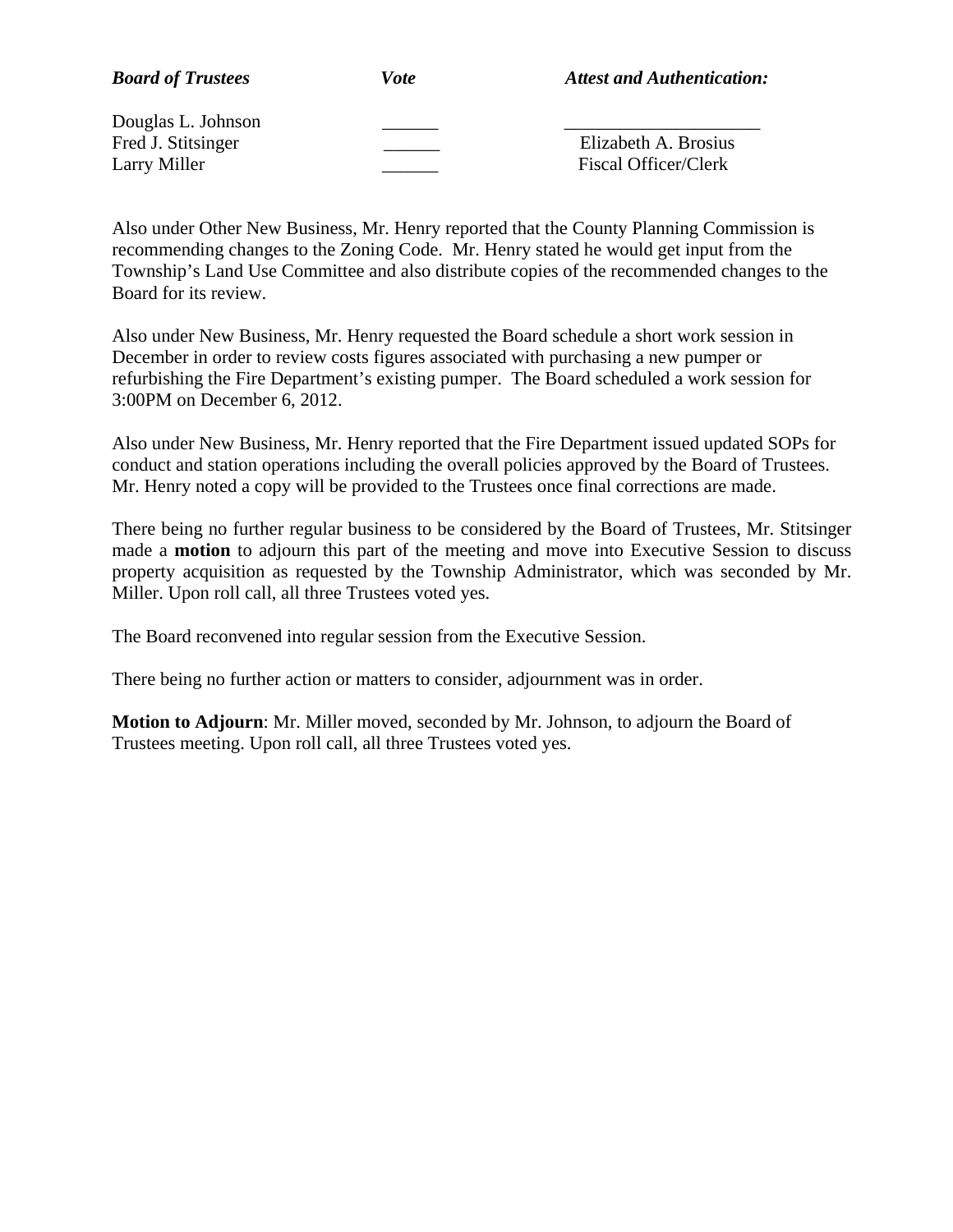| *Board of Trustees* | *Vote* | *Attest and Authentication:* |
|---|---|---|
| Douglas L. Johnson | ______ | _____________________ |
| Fred J. Stitsinger | ______ | Elizabeth A. Brosius |
| Larry Miller | ______ | Fiscal Officer/Clerk |

Also under Other New Business, Mr. Henry reported that the County Planning Commission is recommending changes to the Zoning Code. Mr. Henry stated he would get input from the Township's Land Use Committee and also distribute copies of the recommended changes to the Board for its review.

Also under New Business, Mr. Henry requested the Board schedule a short work session in December in order to review costs figures associated with purchasing a new pumper or refurbishing the Fire Department's existing pumper. The Board scheduled a work session for 3:00PM on December 6, 2012.

Also under New Business, Mr. Henry reported that the Fire Department issued updated SOPs for conduct and station operations including the overall policies approved by the Board of Trustees. Mr. Henry noted a copy will be provided to the Trustees once final corrections are made.

There being no further regular business to be considered by the Board of Trustees, Mr. Stitsinger made a **motion** to adjourn this part of the meeting and move into Executive Session to discuss property acquisition as requested by the Township Administrator, which was seconded by Mr. Miller. Upon roll call, all three Trustees voted yes.

The Board reconvened into regular session from the Executive Session.

There being no further action or matters to consider, adjournment was in order.

**Motion to Adjourn**: Mr. Miller moved, seconded by Mr. Johnson, to adjourn the Board of Trustees meeting. Upon roll call, all three Trustees voted yes.